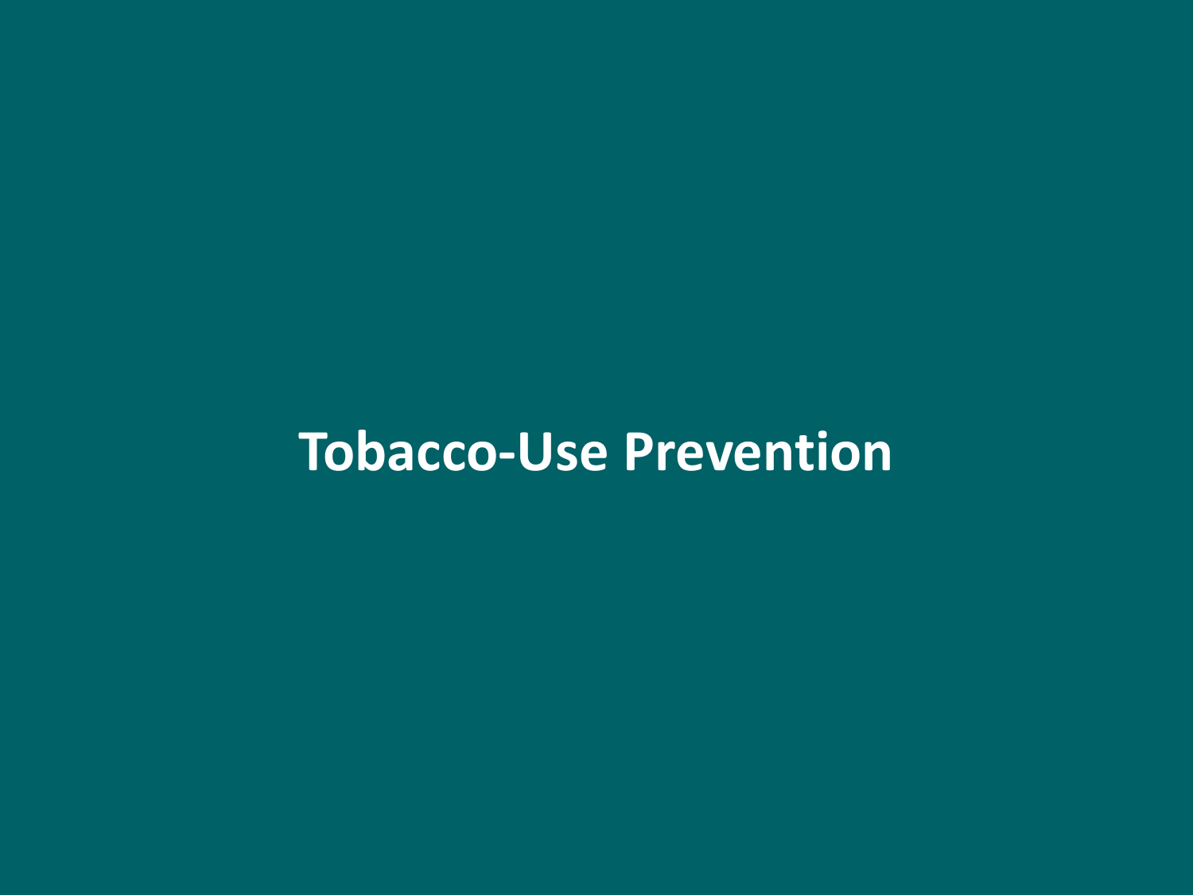# Tobacco-Use Prevention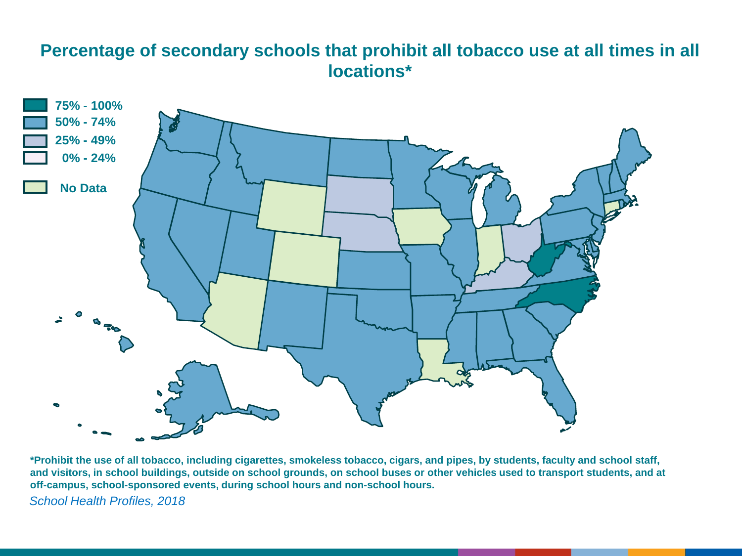# Percentage of secondary schools that prohibit all tobacco use at all times in all locations*

- 75% - 100%
- 50% - 74%
- 25% - 49%
- 0% - 24%
- No Data

**\*Prohibit the use of all tobacco, including cigarettes, smokeless tobacco, cigars, and pipes, by students, faculty and school staff, and visitors, in school buildings, outside on school grounds, on school buses or other vehicles used to transport students, and at off-campus, school-sponsored events, during school hours and non-school hours.**

*School Health Profiles, 2018*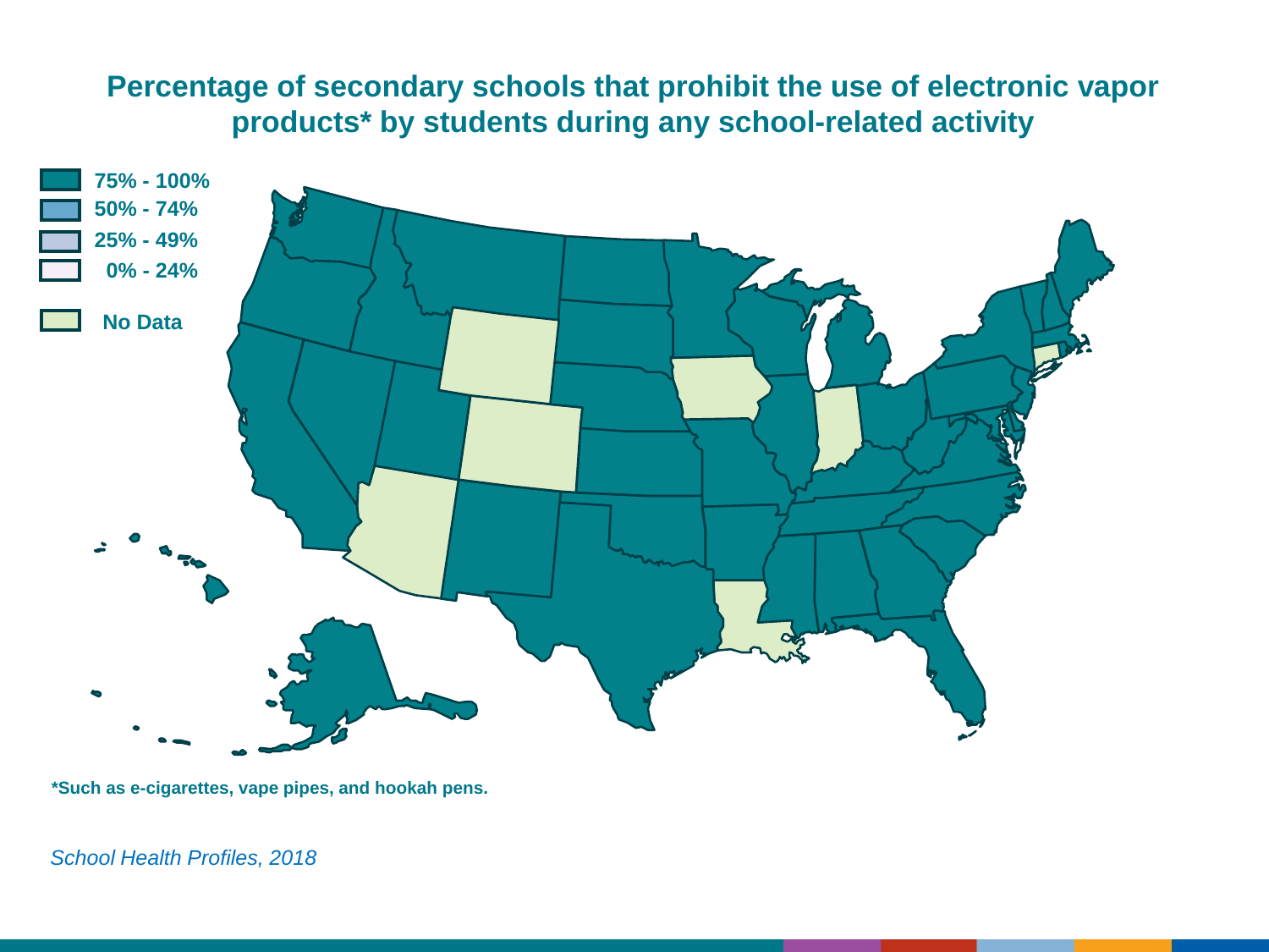# Percentage of secondary schools that prohibit the use of electronic vapor products* by students during any school-related activity

- 75% - 100%
- 50% - 74%
- 25% - 49%
- 0% - 24%
- No Data

*Such as e-cigarettes, vape pipes, and hookah pens.

*School Health Profiles, 2018*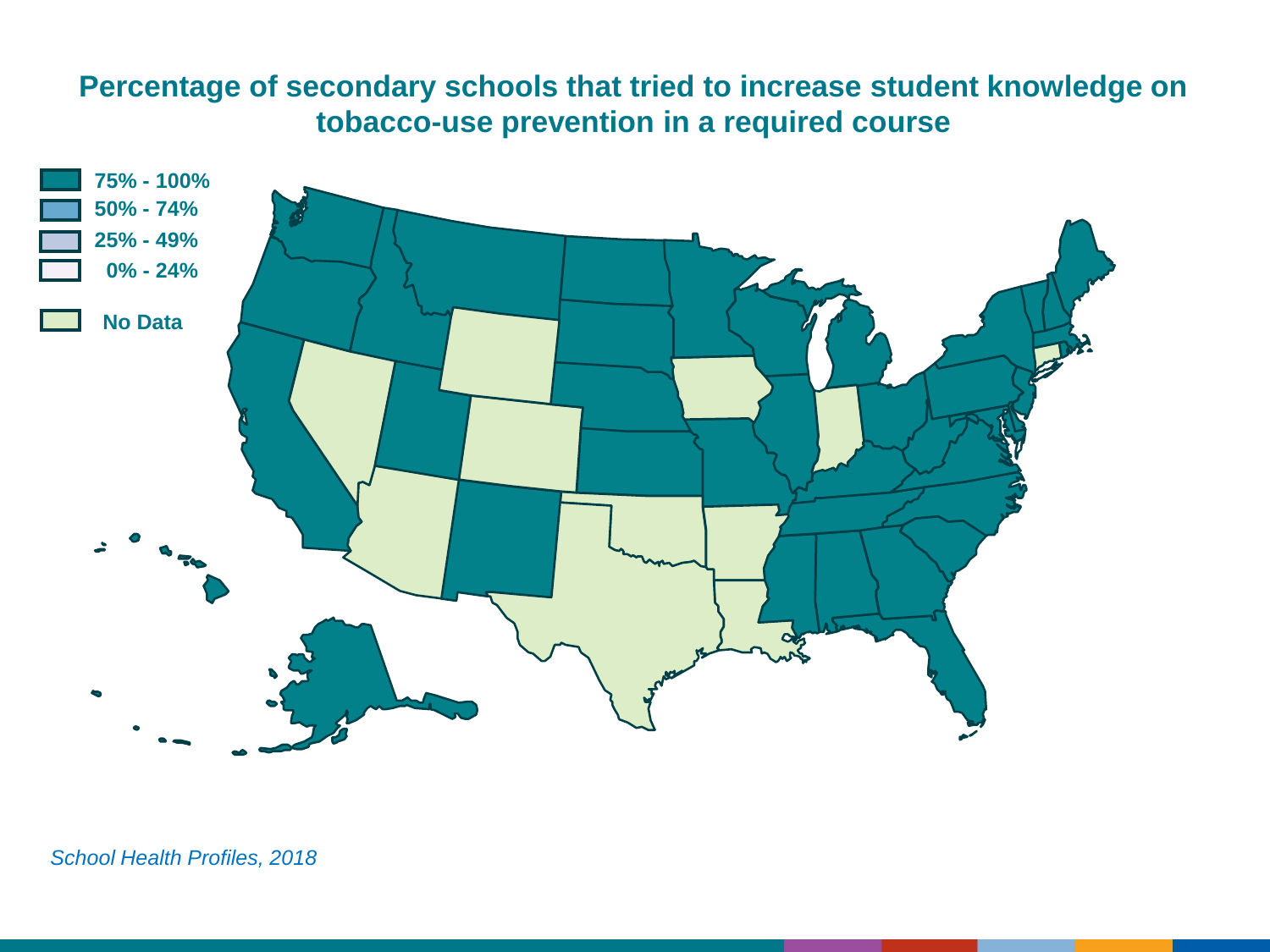# Percentage of secondary schools that tried to increase student knowledge on tobacco-use prevention in a required course

**75% - 100%**

**50% - 74%**

**25% - 49%**

**0% - 24%**

**No Data**

*School Health Profiles, 2018*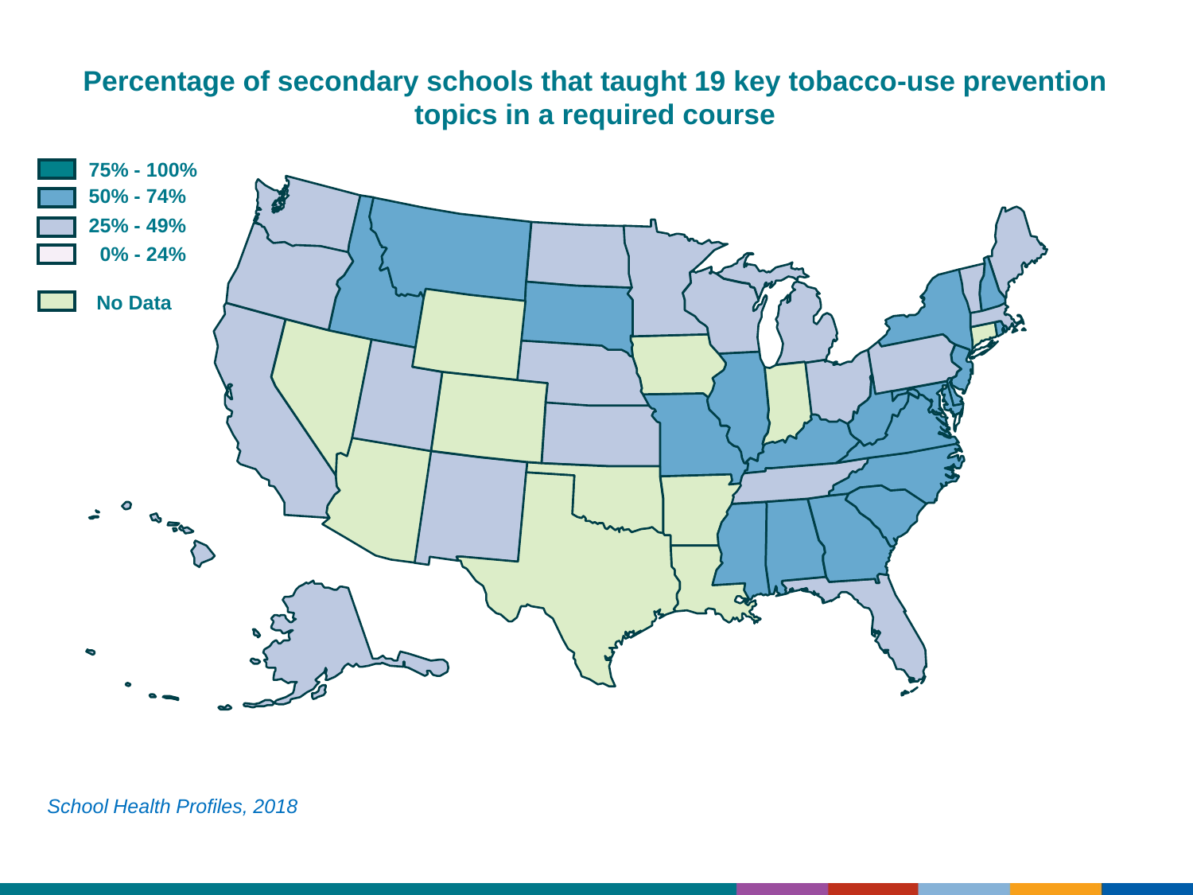# Percentage of secondary schools that taught 19 key tobacco-use prevention topics in a required course

- 75% - 100%
- 50% - 74%
- 25% - 49%
- 0% - 24%
- No Data

*School Health Profiles, 2018*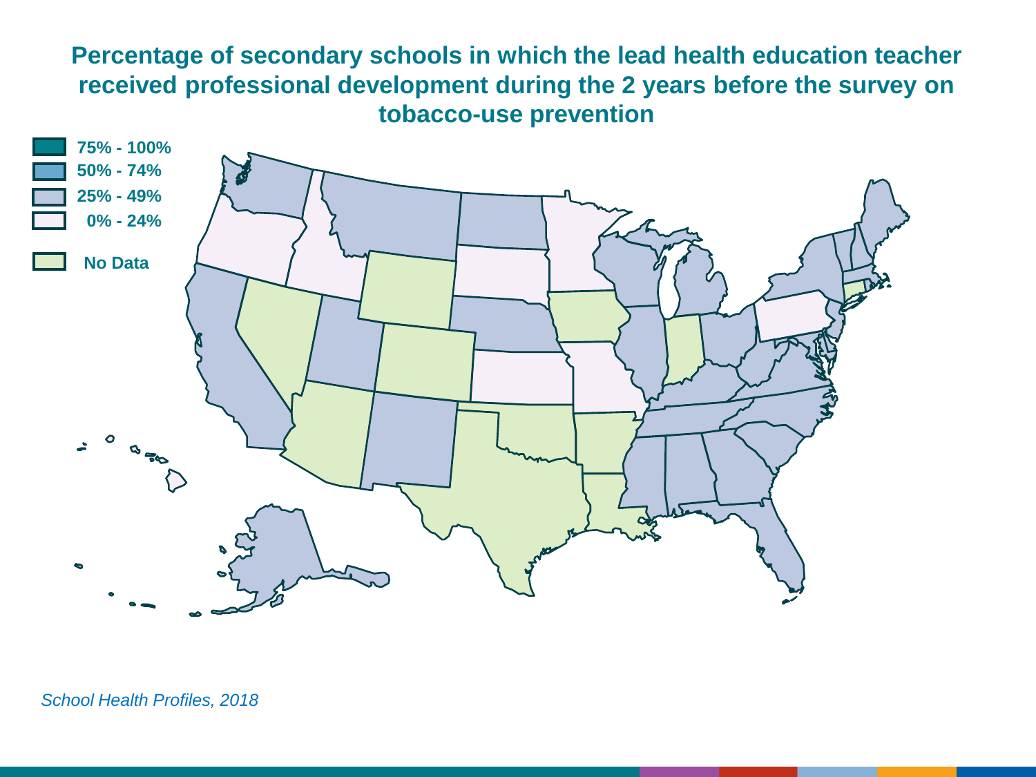# Percentage of secondary schools in which the lead health education teacher received professional development during the 2 years before the survey on tobacco-use prevention

75% - 100%

50% - 74%

25% - 49%

0% - 24%

No Data

*School Health Profiles, 2018*